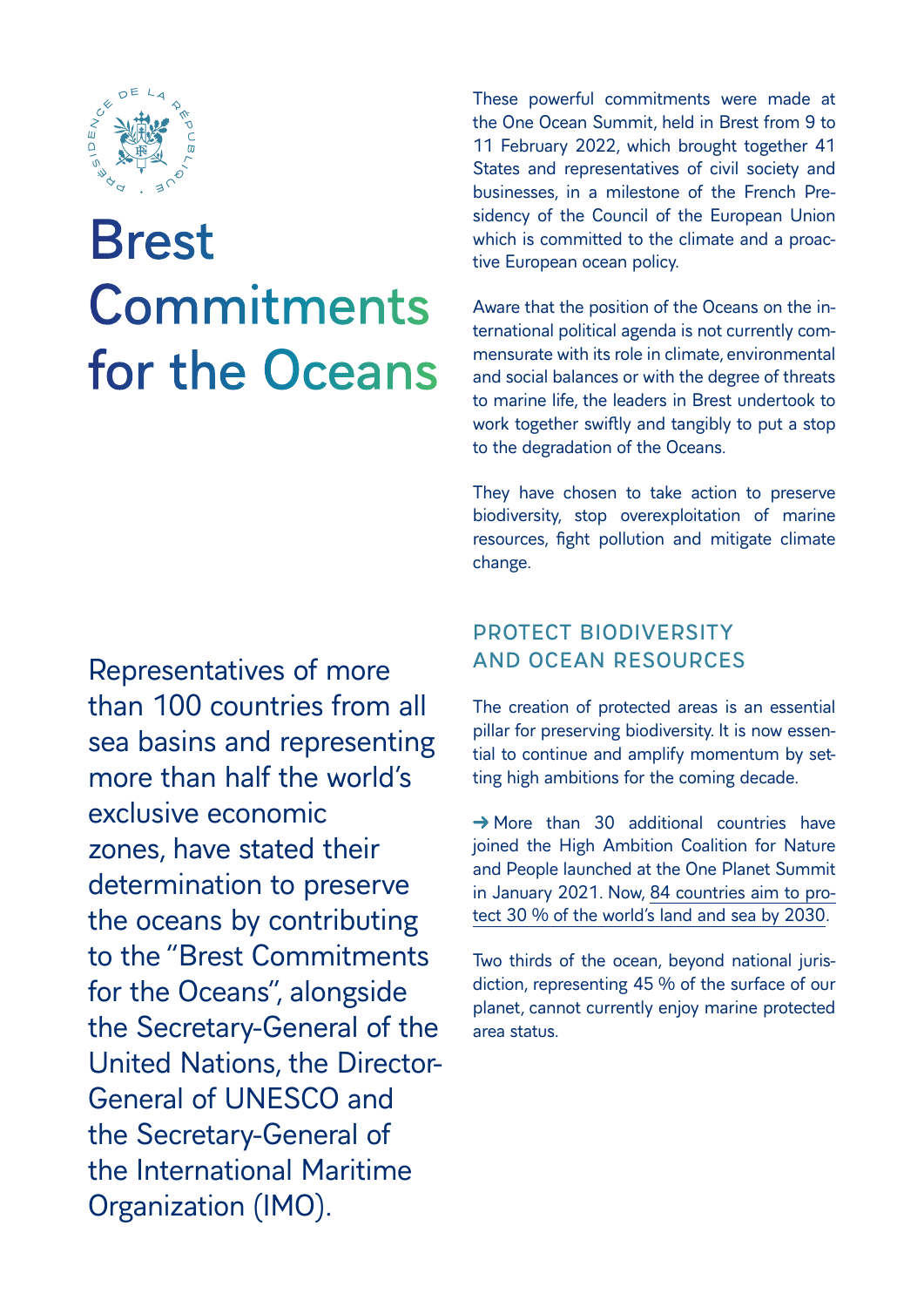# Brest Commitments for the Oceans

Representatives of more than 100 countries from all sea basins and representing more than half the world's exclusive economic zones, have stated their determination to preserve the oceans by contributing to the "Brest Commitments for the Oceans", alongside the Secretary-General of the United Nations, the Director-General of UNESCO and the Secretary-General of the International Maritime Organization (IMO).

These powerful commitments were made at the One Ocean Summit, held in Brest from 9 to 11 February 2022, which brought together 41 States and representatives of civil society and businesses, in a milestone of the French Presidency of the Council of the European Union which is committed to the climate and a proactive European ocean policy.

Aware that the position of the Oceans on the international political agenda is not currently commensurate with its role in climate, environmental and social balances or with the degree of threats to marine life, the leaders in Brest undertook to work together swiftly and tangibly to put a stop to the degradation of the Oceans.

They have chosen to take action to preserve biodiversity, stop overexploitation of marine resources, fight pollution and mitigate climate change.

## PROTECT BIODIVERSITY AND OCEAN RESOURCES

The creation of protected areas is an essential pillar for preserving biodiversity. It is now essential to continue and amplify momentum by setting high ambitions for the coming decade.

→ More than 30 additional countries have joined the High Ambition Coalition for Nature and People launched at the One Planet Summit in January 2021. Now, 84 countries aim to protect 30 % of the world's land and sea by 2030.

Two thirds of the ocean, beyond national jurisdiction, representing 45 % of the surface of our planet, cannot currently enjoy marine protected area status.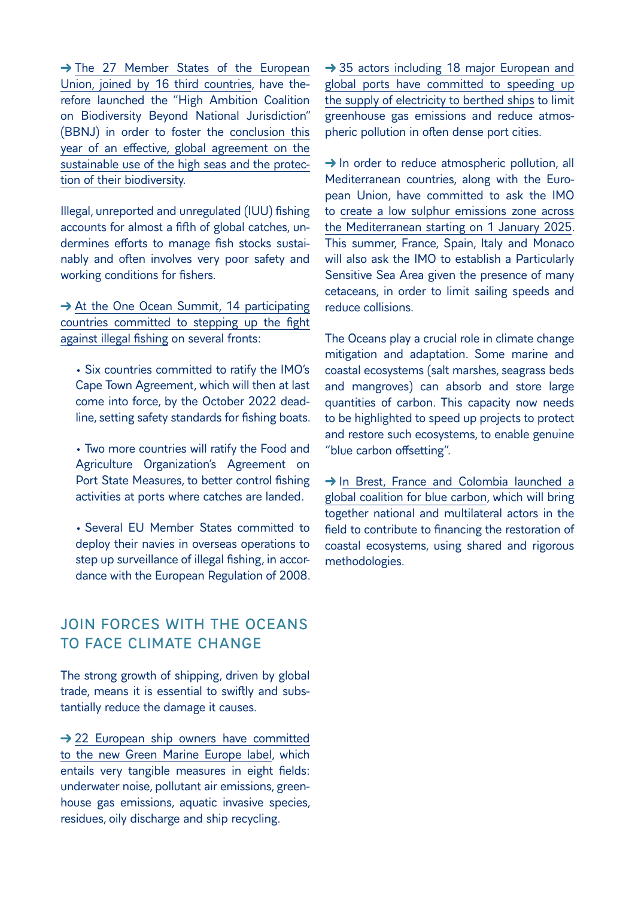➜ The 27 Member States of the European Union, joined by 16 third countries, have therefore launched the "High Ambition Coalition on Biodiversity Beyond National Jurisdiction" (BBNJ) in order to foster the conclusion this year of an effective, global agreement on the sustainable use of the high seas and the protection of their biodiversity.

Illegal, unreported and unregulated (IUU) fishing accounts for almost a fifth of global catches, undermines efforts to manage fish stocks sustainably and often involves very poor safety and working conditions for fishers.

➜ At the One Ocean Summit, 14 participating countries committed to stepping up the fight against illegal fishing on several fronts:

- Six countries committed to ratify the IMO's Cape Town Agreement, which will then at last come into force, by the October 2022 deadline, setting safety standards for fishing boats.

- Two more countries will ratify the Food and Agriculture Organization's Agreement on Port State Measures, to better control fishing activities at ports where catches are landed.

- Several EU Member States committed to deploy their navies in overseas operations to step up surveillance of illegal fishing, in accordance with the European Regulation of 2008.

## JOIN FORCES WITH THE OCEANS TO FACE CLIMATE CHANGE

The strong growth of shipping, driven by global trade, means it is essential to swiftly and substantially reduce the damage it causes.

➜ 22 European ship owners have committed to the new Green Marine Europe label, which entails very tangible measures in eight fields: underwater noise, pollutant air emissions, greenhouse gas emissions, aquatic invasive species, residues, oily discharge and ship recycling.

➜ 35 actors including 18 major European and global ports have committed to speeding up the supply of electricity to berthed ships to limit greenhouse gas emissions and reduce atmospheric pollution in often dense port cities.

➜ In order to reduce atmospheric pollution, all Mediterranean countries, along with the European Union, have committed to ask the IMO to create a low sulphur emissions zone across the Mediterranean starting on 1 January 2025. This summer, France, Spain, Italy and Monaco will also ask the IMO to establish a Particularly Sensitive Sea Area given the presence of many cetaceans, in order to limit sailing speeds and reduce collisions.

The Oceans play a crucial role in climate change mitigation and adaptation. Some marine and coastal ecosystems (salt marshes, seagrass beds and mangroves) can absorb and store large quantities of carbon. This capacity now needs to be highlighted to speed up projects to protect and restore such ecosystems, to enable genuine "blue carbon offsetting".

➜ In Brest, France and Colombia launched a global coalition for blue carbon, which will bring together national and multilateral actors in the field to contribute to financing the restoration of coastal ecosystems, using shared and rigorous methodologies.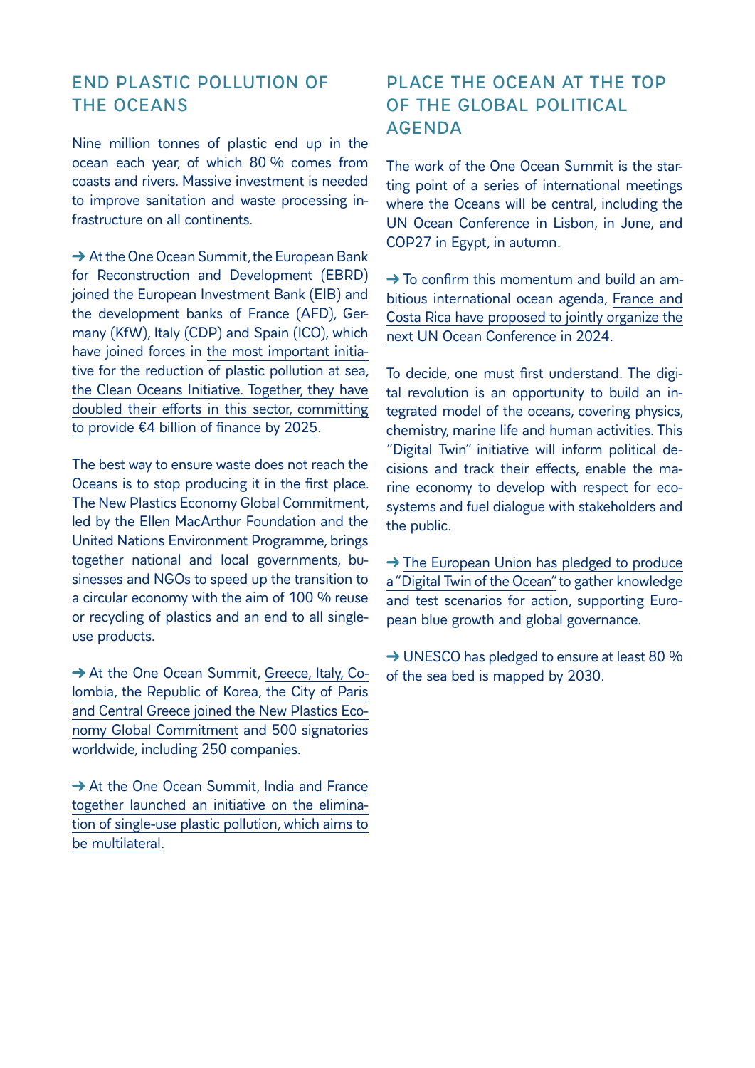## END PLASTIC POLLUTION OF THE OCEANS

Nine million tonnes of plastic end up in the ocean each year, of which 80 % comes from coasts and rivers. Massive investment is needed to improve sanitation and waste processing infrastructure on all continents.

→ At the One Ocean Summit, the European Bank for Reconstruction and Development (EBRD) joined the European Investment Bank (EIB) and the development banks of France (AFD), Germany (KfW), Italy (CDP) and Spain (ICO), which have joined forces in the most important initiative for the reduction of plastic pollution at sea, the Clean Oceans Initiative. Together, they have doubled their efforts in this sector, committing to provide €4 billion of finance by 2025.

The best way to ensure waste does not reach the Oceans is to stop producing it in the first place. The New Plastics Economy Global Commitment, led by the Ellen MacArthur Foundation and the United Nations Environment Programme, brings together national and local governments, businesses and NGOs to speed up the transition to a circular economy with the aim of 100 % reuse or recycling of plastics and an end to all single-use products.

→ At the One Ocean Summit, Greece, Italy, Colombia, the Republic of Korea, the City of Paris and Central Greece joined the New Plastics Economy Global Commitment and 500 signatories worldwide, including 250 companies.

→ At the One Ocean Summit, India and France together launched an initiative on the elimination of single-use plastic pollution, which aims to be multilateral.

## PLACE THE OCEAN AT THE TOP OF THE GLOBAL POLITICAL AGENDA

The work of the One Ocean Summit is the starting point of a series of international meetings where the Oceans will be central, including the UN Ocean Conference in Lisbon, in June, and COP27 in Egypt, in autumn.

→ To confirm this momentum and build an ambitious international ocean agenda, France and Costa Rica have proposed to jointly organize the next UN Ocean Conference in 2024.

To decide, one must first understand. The digital revolution is an opportunity to build an integrated model of the oceans, covering physics, chemistry, marine life and human activities. This "Digital Twin" initiative will inform political decisions and track their effects, enable the marine economy to develop with respect for ecosystems and fuel dialogue with stakeholders and the public.

→ The European Union has pledged to produce a "Digital Twin of the Ocean" to gather knowledge and test scenarios for action, supporting European blue growth and global governance.

→ UNESCO has pledged to ensure at least 80 % of the sea bed is mapped by 2030.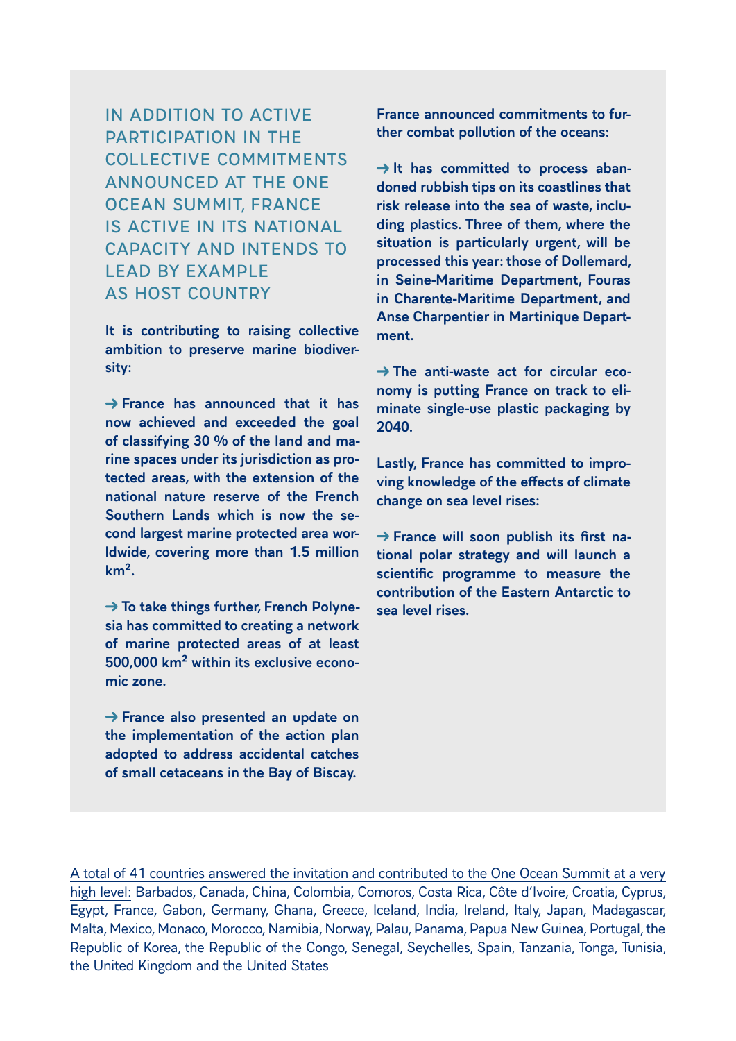## IN ADDITION TO ACTIVE PARTICIPATION IN THE COLLECTIVE COMMITMENTS ANNOUNCED AT THE ONE OCEAN SUMMIT, FRANCE IS ACTIVE IN ITS NATIONAL CAPACITY AND INTENDS TO LEAD BY EXAMPLE AS HOST COUNTRY

**It is contributing to raising collective ambition to preserve marine biodiversity:**

**➜ France has announced that it has now achieved and exceeded the goal of classifying 30 % of the land and marine spaces under its jurisdiction as protected areas, with the extension of the national nature reserve of the French Southern Lands which is now the second largest marine protected area worldwide, covering more than 1.5 million km².**

**➜ To take things further, French Polynesia has committed to creating a network of marine protected areas of at least 500,000 km² within its exclusive economic zone.**

**➜ France also presented an update on the implementation of the action plan adopted to address accidental catches of small cetaceans in the Bay of Biscay.**

**France announced commitments to further combat pollution of the oceans:**

**➜ It has committed to process abandoned rubbish tips on its coastlines that risk release into the sea of waste, including plastics. Three of them, where the situation is particularly urgent, will be processed this year: those of Dollemard, in Seine-Maritime Department, Fouras in Charente-Maritime Department, and Anse Charpentier in Martinique Department.**

**➜ The anti-waste act for circular economy is putting France on track to eliminate single-use plastic packaging by 2040.**

**Lastly, France has committed to improving knowledge of the effects of climate change on sea level rises:**

**➜ France will soon publish its first national polar strategy and will launch a scientific programme to measure the contribution of the Eastern Antarctic to sea level rises.**

A total of 41 countries answered the invitation and contributed to the One Ocean Summit at a very high level: Barbados, Canada, China, Colombia, Comoros, Costa Rica, Côte d'Ivoire, Croatia, Cyprus, Egypt, France, Gabon, Germany, Ghana, Greece, Iceland, India, Ireland, Italy, Japan, Madagascar, Malta, Mexico, Monaco, Morocco, Namibia, Norway, Palau, Panama, Papua New Guinea, Portugal, the Republic of Korea, the Republic of the Congo, Senegal, Seychelles, Spain, Tanzania, Tonga, Tunisia, the United Kingdom and the United States